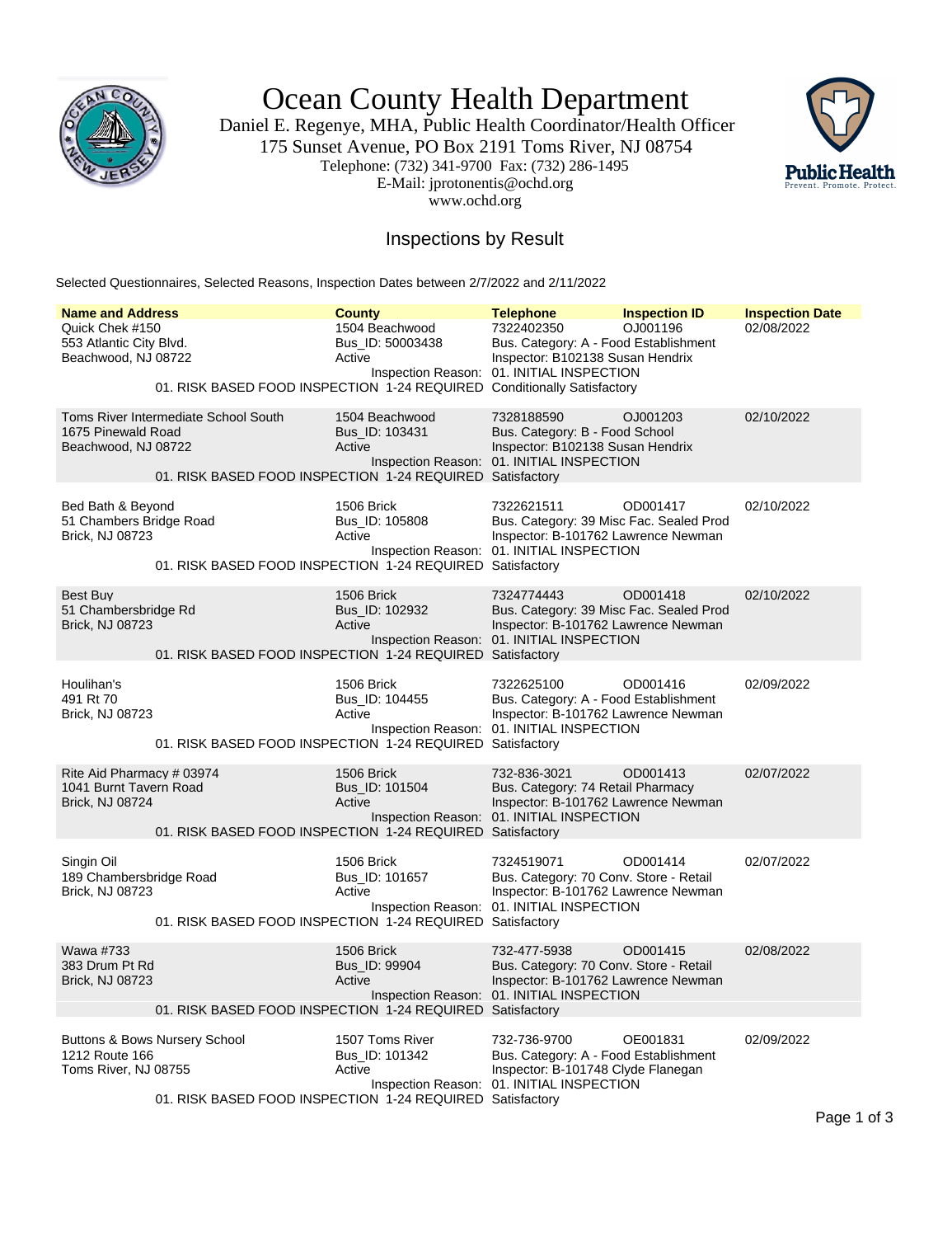# Ocean County Health Department

Daniel E. Regenye, MHA, Public Health Coordinator/Health Officer
175 Sunset Avenue, PO Box 2191 Toms River, NJ 08754
Telephone: (732) 341-9700 Fax: (732) 286-1495
E-Mail: jprotonentis@ochd.org
www.ochd.org

## Inspections by Result

Selected Questionnaires, Selected Reasons, Inspection Dates between 2/7/2022 and 2/11/2022

| Name and Address | County | Telephone | Inspection ID | Inspection Date |
|---|---|---|---|---|
| Quick Chek #150<br>553 Atlantic City Blvd.<br>Beachwood, NJ 08722 | 1504 Beachwood<br>Bus_ID: 50003438<br>Active | 7322402350<br>Bus. Category: A - Food Establishment<br>Inspector: B102138 Susan Hendrix | OJ001196 | 02/08/2022 |
| | Inspection Reason: | 01. INITIAL INSPECTION | | |
| 01. RISK BASED FOOD INSPECTION 1-24 REQUIRED | | Conditionally Satisfactory | | |
| Toms River Intermediate School South<br>1675 Pinewald Road<br>Beachwood, NJ 08722 | 1504 Beachwood<br>Bus_ID: 103431<br>Active | 7328188590<br>Bus. Category: B - Food School<br>Inspector: B102138 Susan Hendrix | OJ001203 | 02/10/2022 |
| | Inspection Reason: | 01. INITIAL INSPECTION | | |
| 01. RISK BASED FOOD INSPECTION 1-24 REQUIRED | | Satisfactory | | |
| Bed Bath & Beyond<br>51 Chambers Bridge Road<br>Brick, NJ 08723 | 1506 Brick<br>Bus_ID: 105808<br>Active | 7322621511<br>Bus. Category: 39 Misc Fac. Sealed Prod<br>Inspector: B-101762 Lawrence Newman | OD001417 | 02/10/2022 |
| | Inspection Reason: | 01. INITIAL INSPECTION | | |
| 01. RISK BASED FOOD INSPECTION 1-24 REQUIRED | | Satisfactory | | |
| Best Buy<br>51 Chambersbridge Rd<br>Brick, NJ 08723 | 1506 Brick<br>Bus_ID: 102932<br>Active | 7324774443<br>Bus. Category: 39 Misc Fac. Sealed Prod<br>Inspector: B-101762 Lawrence Newman | OD001418 | 02/10/2022 |
| | Inspection Reason: | 01. INITIAL INSPECTION | | |
| 01. RISK BASED FOOD INSPECTION 1-24 REQUIRED | | Satisfactory | | |
| Houlihan's<br>491 Rt 70<br>Brick, NJ 08723 | 1506 Brick<br>Bus_ID: 104455<br>Active | 7322625100<br>Bus. Category: A - Food Establishment<br>Inspector: B-101762 Lawrence Newman | OD001416 | 02/09/2022 |
| | Inspection Reason: | 01. INITIAL INSPECTION | | |
| 01. RISK BASED FOOD INSPECTION 1-24 REQUIRED | | Satisfactory | | |
| Rite Aid Pharmacy # 03974<br>1041 Burnt Tavern Road<br>Brick, NJ 08724 | 1506 Brick<br>Bus_ID: 101504<br>Active | 732-836-3021<br>Bus. Category: 74 Retail Pharmacy<br>Inspector: B-101762 Lawrence Newman | OD001413 | 02/07/2022 |
| | Inspection Reason: | 01. INITIAL INSPECTION | | |
| 01. RISK BASED FOOD INSPECTION 1-24 REQUIRED | | Satisfactory | | |
| Singin Oil<br>189 Chambersbridge Road<br>Brick, NJ 08723 | 1506 Brick<br>Bus_ID: 101657<br>Active | 7324519071<br>Bus. Category: 70 Conv. Store - Retail<br>Inspector: B-101762 Lawrence Newman | OD001414 | 02/07/2022 |
| | Inspection Reason: | 01. INITIAL INSPECTION | | |
| 01. RISK BASED FOOD INSPECTION 1-24 REQUIRED | | Satisfactory | | |
| Wawa #733<br>383 Drum Pt Rd<br>Brick, NJ 08723 | 1506 Brick<br>Bus_ID: 99904<br>Active | 732-477-5938<br>Bus. Category: 70 Conv. Store - Retail<br>Inspector: B-101762 Lawrence Newman | OD001415 | 02/08/2022 |
| | Inspection Reason: | 01. INITIAL INSPECTION | | |
| 01. RISK BASED FOOD INSPECTION 1-24 REQUIRED | | Satisfactory | | |
| Buttons & Bows Nursery School<br>1212 Route 166<br>Toms River, NJ 08755 | 1507 Toms River<br>Bus_ID: 101342<br>Active | 732-736-9700<br>Bus. Category: A - Food Establishment<br>Inspector: B-101748 Clyde Flanegan | OE001831 | 02/09/2022 |
| | Inspection Reason: | 01. INITIAL INSPECTION | | |
| 01. RISK BASED FOOD INSPECTION 1-24 REQUIRED | | Satisfactory | | |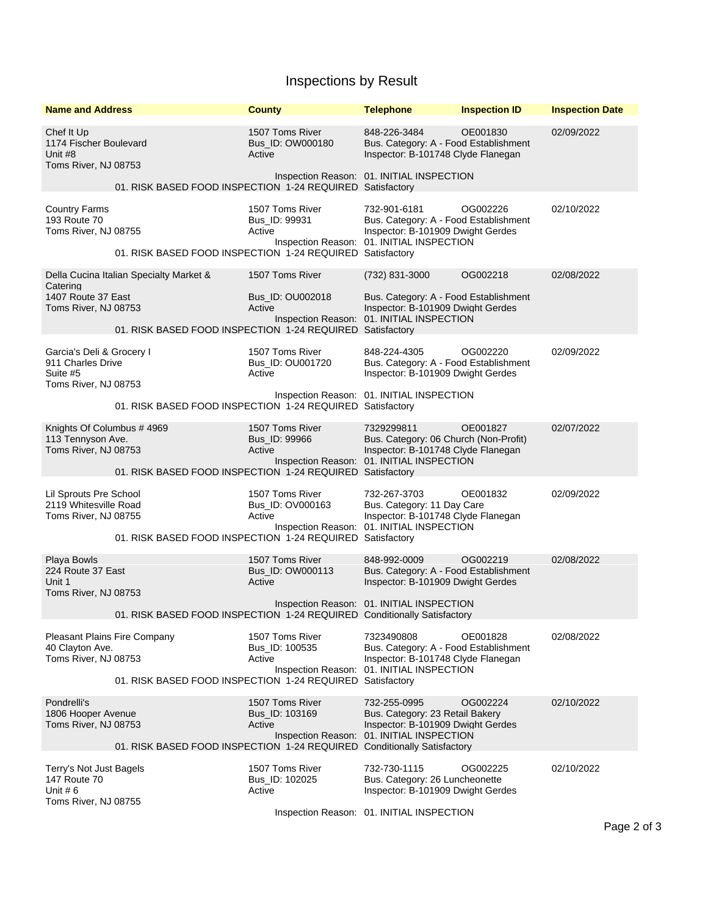# Inspections by Result

| Name and Address | County | Telephone | Inspection ID | Inspection Date |
|---|---|---|---|---|
| Chef It Up<br>1174 Fischer Boulevard<br>Unit #8<br>Toms River, NJ 08753 | 1507 Toms River<br>Bus_ID: OW000180<br>Active | 848-226-3484<br>Bus. Category: A - Food Establishment<br>Inspector: B-101748 Clyde Flanegan | OE001830 | 02/09/2022 |
| Inspection Reason: 01. INITIAL INSPECTION<br>01. RISK BASED FOOD INSPECTION 1-24 REQUIRED Satisfactory | | | | |
| Country Farms<br>193 Route 70<br>Toms River, NJ 08755 | 1507 Toms River<br>Bus_ID: 99931<br>Active | 732-901-6181<br>Bus. Category: A - Food Establishment<br>Inspector: B-101909 Dwight Gerdes | OG002226 | 02/10/2022 |
| Inspection Reason: 01. INITIAL INSPECTION<br>01. RISK BASED FOOD INSPECTION 1-24 REQUIRED Satisfactory | | | | |
| Della Cucina Italian Specialty Market & Catering<br>1407 Route 37 East<br>Toms River, NJ 08753 | 1507 Toms River<br>Bus_ID: OU002018<br>Active | (732) 831-3000<br>Bus. Category: A - Food Establishment<br>Inspector: B-101909 Dwight Gerdes | OG002218 | 02/08/2022 |
| Inspection Reason: 01. INITIAL INSPECTION<br>01. RISK BASED FOOD INSPECTION 1-24 REQUIRED Satisfactory | | | | |
| Garcia's Deli & Grocery I<br>911 Charles Drive<br>Suite #5<br>Toms River, NJ 08753 | 1507 Toms River<br>Bus_ID: OU001720<br>Active | 848-224-4305<br>Bus. Category: A - Food Establishment<br>Inspector: B-101909 Dwight Gerdes | OG002220 | 02/09/2022 |
| Inspection Reason: 01. INITIAL INSPECTION<br>01. RISK BASED FOOD INSPECTION 1-24 REQUIRED Satisfactory | | | | |
| Knights Of Columbus # 4969<br>113 Tennyson Ave.<br>Toms River, NJ 08753 | 1507 Toms River<br>Bus_ID: 99966<br>Active | 7329299811<br>Bus. Category: 06 Church (Non-Profit)<br>Inspector: B-101748 Clyde Flanegan | OE001827 | 02/07/2022 |
| Inspection Reason: 01. INITIAL INSPECTION<br>01. RISK BASED FOOD INSPECTION 1-24 REQUIRED Satisfactory | | | | |
| Lil Sprouts Pre School<br>2119 Whitesville Road<br>Toms River, NJ 08755 | 1507 Toms River<br>Bus_ID: OV000163<br>Active | 732-267-3703<br>Bus. Category: 11 Day Care<br>Inspector: B-101748 Clyde Flanegan | OE001832 | 02/09/2022 |
| Inspection Reason: 01. INITIAL INSPECTION<br>01. RISK BASED FOOD INSPECTION 1-24 REQUIRED Satisfactory | | | | |
| Playa Bowls<br>224 Route 37 East<br>Unit 1<br>Toms River, NJ 08753 | 1507 Toms River<br>Bus_ID: OW000113<br>Active | 848-992-0009<br>Bus. Category: A - Food Establishment<br>Inspector: B-101909 Dwight Gerdes | OG002219 | 02/08/2022 |
| Inspection Reason: 01. INITIAL INSPECTION<br>01. RISK BASED FOOD INSPECTION 1-24 REQUIRED Conditionally Satisfactory | | | | |
| Pleasant Plains Fire Company<br>40 Clayton Ave.<br>Toms River, NJ 08753 | 1507 Toms River<br>Bus_ID: 100535<br>Active | 7323490808<br>Bus. Category: A - Food Establishment<br>Inspector: B-101748 Clyde Flanegan | OE001828 | 02/08/2022 |
| Inspection Reason: 01. INITIAL INSPECTION<br>01. RISK BASED FOOD INSPECTION 1-24 REQUIRED Satisfactory | | | | |
| Pondrelli's<br>1806 Hooper Avenue<br>Toms River, NJ 08753 | 1507 Toms River<br>Bus_ID: 103169<br>Active | 732-255-0995<br>Bus. Category: 23 Retail Bakery<br>Inspector: B-101909 Dwight Gerdes | OG002224 | 02/10/2022 |
| Inspection Reason: 01. INITIAL INSPECTION<br>01. RISK BASED FOOD INSPECTION 1-24 REQUIRED Conditionally Satisfactory | | | | |
| Terry's Not Just Bagels<br>147 Route 70<br>Unit # 6<br>Toms River, NJ 08755 | 1507 Toms River<br>Bus_ID: 102025<br>Active | 732-730-1115<br>Bus. Category: 26 Luncheonette<br>Inspector: B-101909 Dwight Gerdes | OG002225 | 02/10/2022 |
| Inspection Reason: 01. INITIAL INSPECTION | | | | |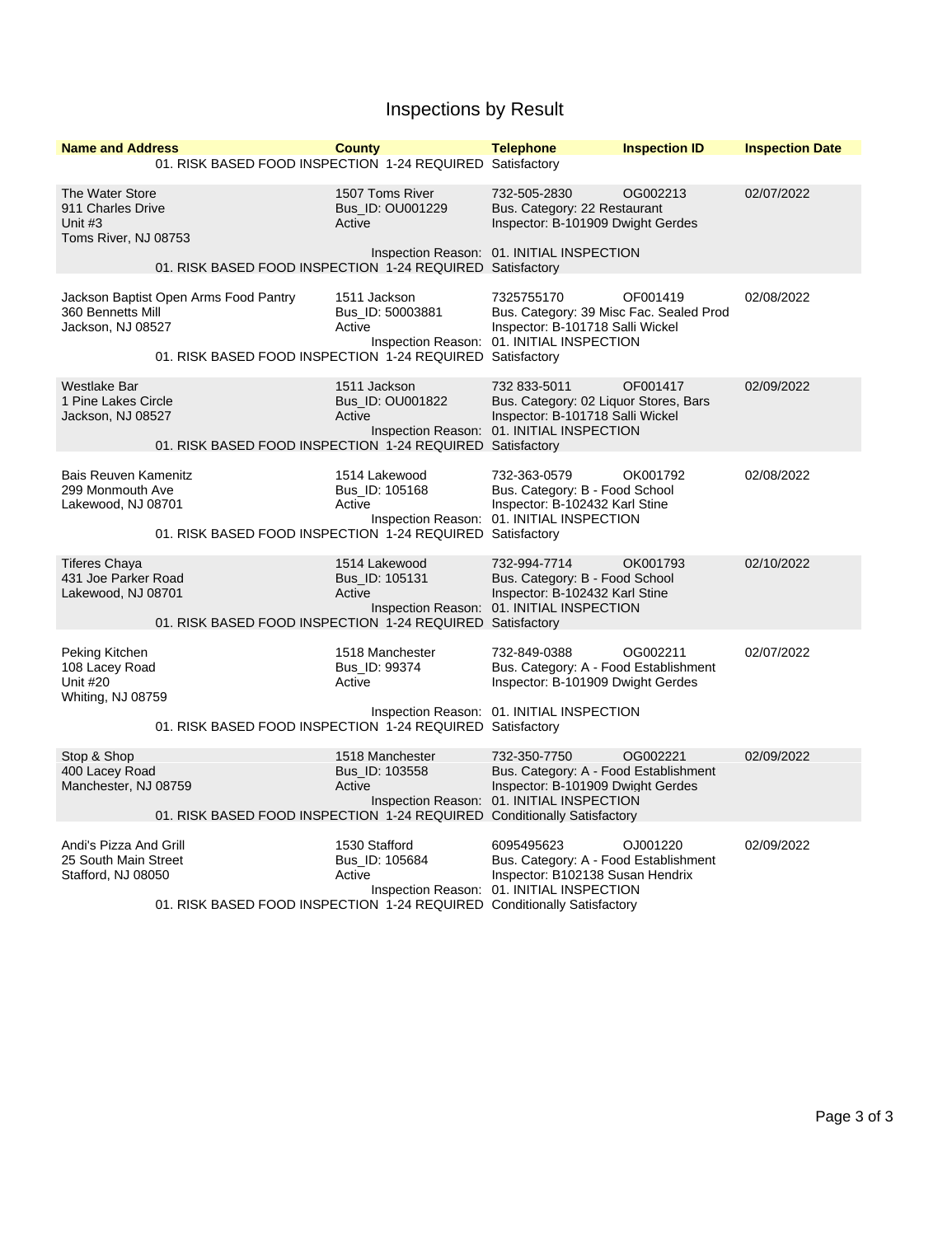# Inspections by Result

| Name and Address | County | Telephone | Inspection ID | Inspection Date |
|---|---|---|---|---|
| 01. RISK BASED FOOD INSPECTION 1-24 REQUIRED Satisfactory | | | | |
| The Water Store<br>911 Charles Drive<br>Unit #3<br>Toms River, NJ 08753 | 1507 Toms River<br>Bus_ID: OU001229<br>Active | 732-505-2830<br>Bus. Category: 22 Restaurant<br>Inspector: B-101909 Dwight Gerdes | OG002213 | 02/07/2022 |
| | Inspection Reason: | 01. INITIAL INSPECTION | | |
| 01. RISK BASED FOOD INSPECTION 1-24 REQUIRED | | Satisfactory | | |
| Jackson Baptist Open Arms Food Pantry<br>360 Bennetts Mill<br>Jackson, NJ 08527 | 1511 Jackson<br>Bus_ID: 50003881<br>Active | 7325755170<br>Bus. Category: 39 Misc Fac. Sealed Prod<br>Inspector: B-101718 Salli Wickel | OF001419 | 02/08/2022 |
| | Inspection Reason: | 01. INITIAL INSPECTION | | |
| 01. RISK BASED FOOD INSPECTION 1-24 REQUIRED | | Satisfactory | | |
| Westlake Bar<br>1 Pine Lakes Circle<br>Jackson, NJ 08527 | 1511 Jackson<br>Bus_ID: OU001822<br>Active | 732 833-5011<br>Bus. Category: 02 Liquor Stores, Bars<br>Inspector: B-101718 Salli Wickel | OF001417 | 02/09/2022 |
| | Inspection Reason: | 01. INITIAL INSPECTION | | |
| 01. RISK BASED FOOD INSPECTION 1-24 REQUIRED | | Satisfactory | | |
| Bais Reuven Kamenitz<br>299 Monmouth Ave<br>Lakewood, NJ 08701 | 1514 Lakewood<br>Bus_ID: 105168<br>Active | 732-363-0579<br>Bus. Category: B - Food School<br>Inspector: B-102432 Karl Stine | OK001792 | 02/08/2022 |
| | Inspection Reason: | 01. INITIAL INSPECTION | | |
| 01. RISK BASED FOOD INSPECTION 1-24 REQUIRED | | Satisfactory | | |
| Tiferes Chaya<br>431 Joe Parker Road<br>Lakewood, NJ 08701 | 1514 Lakewood<br>Bus_ID: 105131<br>Active | 732-994-7714<br>Bus. Category: B - Food School<br>Inspector: B-102432 Karl Stine | OK001793 | 02/10/2022 |
| | Inspection Reason: | 01. INITIAL INSPECTION | | |
| 01. RISK BASED FOOD INSPECTION 1-24 REQUIRED | | Satisfactory | | |
| Peking Kitchen<br>108 Lacey Road<br>Unit #20<br>Whiting, NJ 08759 | 1518 Manchester<br>Bus_ID: 99374<br>Active | 732-849-0388<br>Bus. Category: A - Food Establishment<br>Inspector: B-101909 Dwight Gerdes | OG002211 | 02/07/2022 |
| | Inspection Reason: | 01. INITIAL INSPECTION | | |
| 01. RISK BASED FOOD INSPECTION 1-24 REQUIRED | | Satisfactory | | |
| Stop & Shop<br>400 Lacey Road<br>Manchester, NJ 08759 | 1518 Manchester<br>Bus_ID: 103558<br>Active | 732-350-7750<br>Bus. Category: A - Food Establishment<br>Inspector: B-101909 Dwight Gerdes | OG002221 | 02/09/2022 |
| | Inspection Reason: | 01. INITIAL INSPECTION | | |
| 01. RISK BASED FOOD INSPECTION 1-24 REQUIRED | | Conditionally Satisfactory | | |
| Andi's Pizza And Grill<br>25 South Main Street<br>Stafford, NJ 08050 | 1530 Stafford<br>Bus_ID: 105684<br>Active | 6095495623<br>Bus. Category: A - Food Establishment<br>Inspector: B102138 Susan Hendrix | OJ001220 | 02/09/2022 |
| | Inspection Reason: | 01. INITIAL INSPECTION | | |
| 01. RISK BASED FOOD INSPECTION 1-24 REQUIRED | | Conditionally Satisfactory | | |